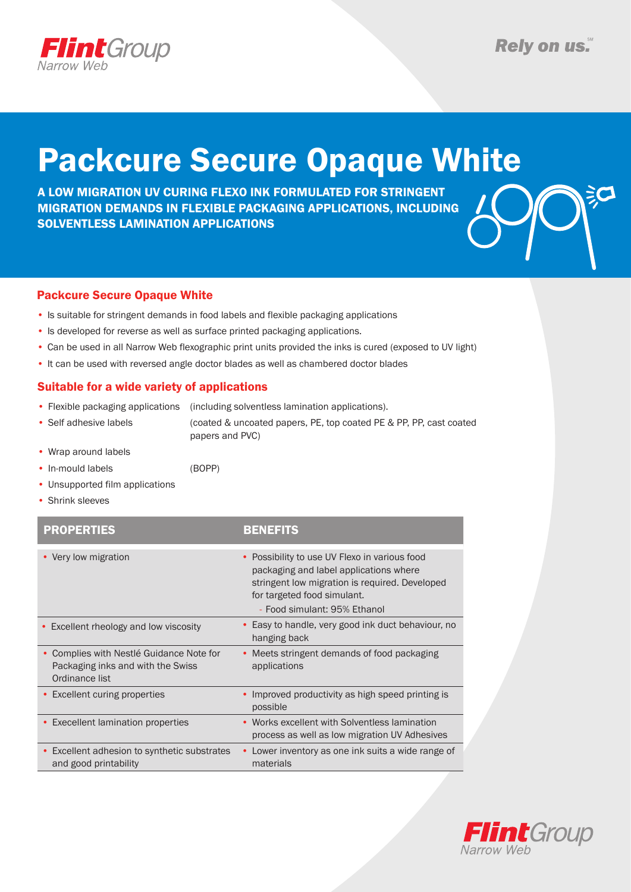# Packcure Secure Opaque White

**A LOW MIGRATION UV CURING FLEXO INK FORMULATED FOR STRINGENT MIGRATION DEMANDS IN FLEXIBLE PACKAGING APPLICATIONS, INCLUDING SOLVENTLESS LAMINATION APPLICATIONS**

## Packcure Secure Opaque White

- Is suitable for stringent demands in food labels and flexible packaging applications
- Is developed for reverse as well as surface printed packaging applications.
- Can be used in all Narrow Web flexographic print units provided the inks is cured (exposed to UV light)
- It can be used with reversed angle doctor blades as well as chambered doctor blades

## Suitable for a wide variety of applications

- Flexible packaging applications (including solventless lamination applications).
- Self adhesive labels (coated & uncoated papers, PE, top coated PE & PP, PP, cast coated papers and PVC)
- Wrap around labels
- In-mould labels (BOPP)
- Unsupported film applications
- Shrink sleeves

| PROPERTIES | BENEFITS |
|---|---|
| • Very low migration | • Possibility to use UV Flexo in various food packaging and label applications where stringent low migration is required. Developed for targeted food simulant.<br>- Food simulant: 95% Ethanol |
| • Excellent rheology and low viscosity | • Easy to handle, very good ink duct behaviour, no hanging back |
| • Complies with Nestlé Guidance Note for Packaging inks and with the Swiss Ordinance list | • Meets stringent demands of food packaging applications |
| • Excellent curing properties | • Improved productivity as high speed printing is possible |
| • Execellent lamination properties | • Works excellent with Solventless lamination process as well as low migration UV Adhesives |
| • Excellent adhesion to synthetic substrates and good printability | • Lower inventory as one ink suits a wide range of materials |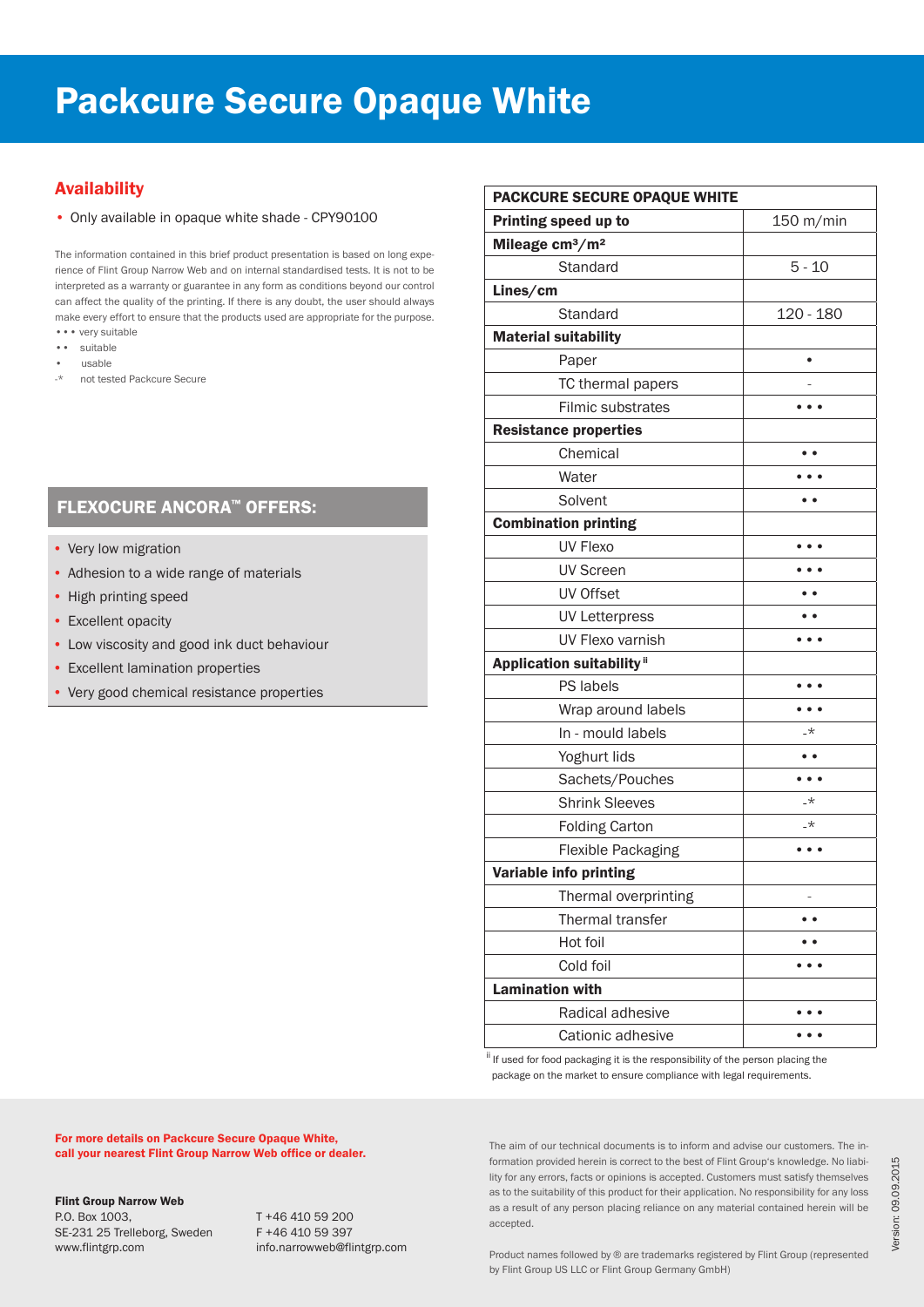# Packcure Secure Opaque White

## Availability

- Only available in opaque white shade - CPY90100

The information contained in this brief product presentation is based on long experience of Flint Group Narrow Web and on internal standardised tests. It is not to be interpreted as a warranty or guarantee in any form as conditions beyond our control can affect the quality of the printing. If there is any doubt, the user should always make every effort to ensure that the products used are appropriate for the purpose.

• • • very suitable
• • suitable
• usable
-* not tested Packcure Secure

## FLEXOCURE ANCORA™ OFFERS:

- Very low migration
- Adhesion to a wide range of materials
- High printing speed
- Excellent opacity
- Low viscosity and good ink duct behaviour
- Excellent lamination properties
- Very good chemical resistance properties

| PACKCURE SECURE OPAQUE WHITE | |
|---|---|
| **Printing speed up to** | 150 m/min |
| **Mileage cm³/m²** | |
| Standard | 5 - 10 |
| **Lines/cm** | |
| Standard | 120 - 180 |
| **Material suitability** | |
| Paper | • |
| TC thermal papers | - |
| Filmic substrates | • • • |
| **Resistance properties** | |
| Chemical | • • |
| Water | • • • |
| Solvent | • • |
| **Combination printing** | |
| UV Flexo | • • • |
| UV Screen | • • • |
| UV Offset | • • |
| UV Letterpress | • • |
| UV Flexo varnish | • • • |
| **Application suitability** [ii] | |
| PS labels | • • • |
| Wrap around labels | • • • |
| In - mould labels | -* |
| Yoghurt lids | • • |
| Sachets/Pouches | • • • |
| Shrink Sleeves | -* |
| Folding Carton | -* |
| Flexible Packaging | • • • |
| **Variable info printing** | |
| Thermal overprinting | - |
| Thermal transfer | • • |
| Hot foil | • • |
| Cold foil | • • • |
| **Lamination with** | |
| Radical adhesive | • • • |
| Cationic adhesive | • • • |

[ii] If used for food packaging it is the responsibility of the person placing the package on the market to ensure compliance with legal requirements.

**For more details on Packcure Secure Opaque White, call your nearest Flint Group Narrow Web office or dealer.**

**Flint Group Narrow Web**
P.O. Box 1003,
SE-231 25 Trelleborg, Sweden
www.flintgrp.com

T +46 410 59 200
F +46 410 59 397
info.narrowweb@flintgrp.com

The aim of our technical documents is to inform and advise our customers. The information provided herein is correct to the best of Flint Group's knowledge. No liability for any errors, facts or opinions is accepted. Customers must satisfy themselves as to the suitability of this product for their application. No responsibility for any loss as a result of any person placing reliance on any material contained herein will be accepted.

Product names followed by ® are trademarks registered by Flint Group (represented by Flint Group US LLC or Flint Group Germany GmbH)

Version: 09.09.2015